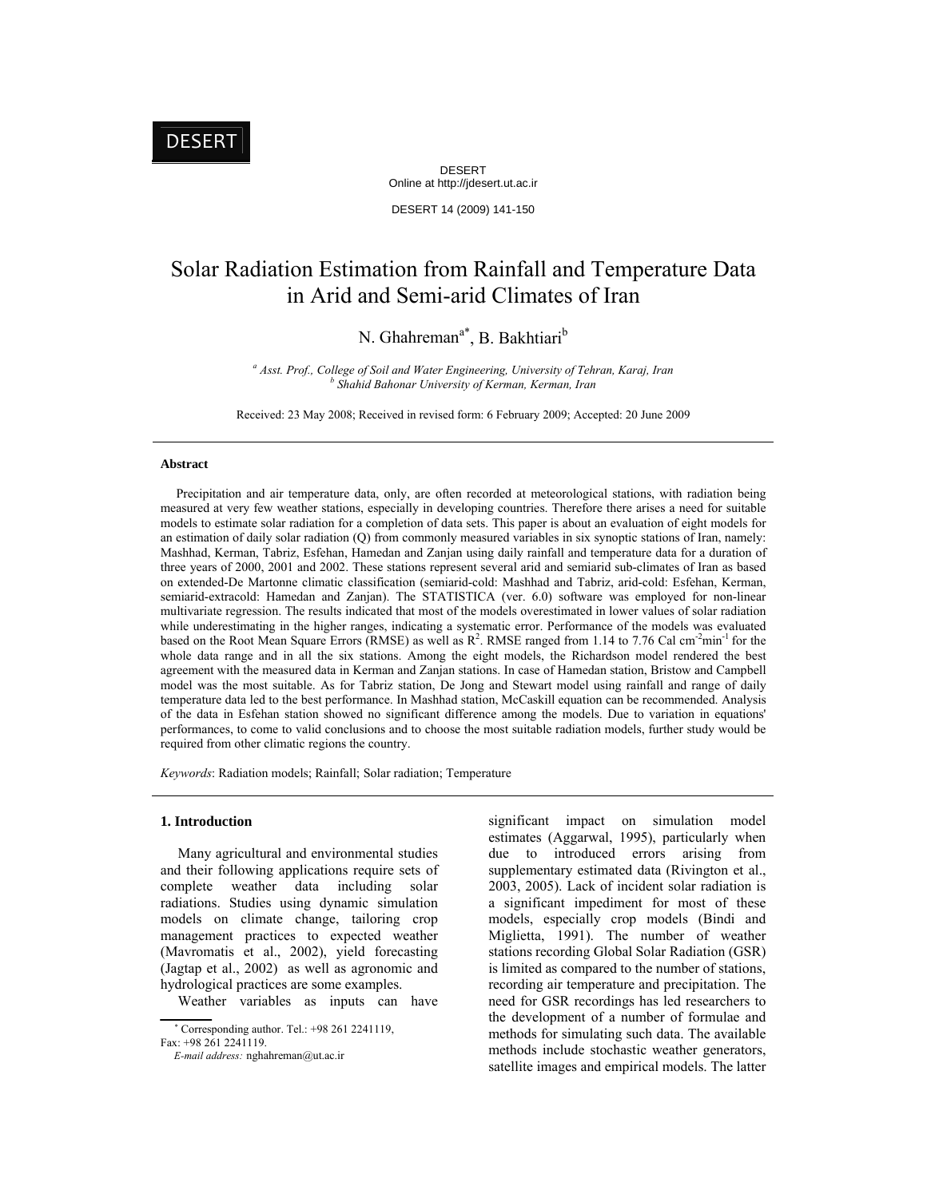DESERT
Online at http://jdesert.ut.ac.ir

DESERT 14 (2009) 141-150

# Solar Radiation Estimation from Rainfall and Temperature Data in Arid and Semi-arid Climates of Iran

N. Ghahreman[a*], B. Bakhtiari[b]

[a] *Asst. Prof., College of Soil and Water Engineering, University of Tehran, Karaj, Iran*
[b] *Shahid Bahonar University of Kerman, Kerman, Iran*

Received: 23 May 2008; Received in revised form: 6 February 2009; Accepted: 20 June 2009

### Abstract

Precipitation and air temperature data, only, are often recorded at meteorological stations, with radiation being measured at very few weather stations, especially in developing countries. Therefore there arises a need for suitable models to estimate solar radiation for a completion of data sets. This paper is about an evaluation of eight models for an estimation of daily solar radiation (Q) from commonly measured variables in six synoptic stations of Iran, namely: Mashhad, Kerman, Tabriz, Esfehan, Hamedan and Zanjan using daily rainfall and temperature data for a duration of three years of 2000, 2001 and 2002. These stations represent several arid and semiarid sub-climates of Iran as based on extended-De Martonne climatic classification (semiarid-cold: Mashhad and Tabriz, arid-cold: Esfehan, Kerman, semiarid-extracold: Hamedan and Zanjan). The STATISTICA (ver. 6.0) software was employed for non-linear multivariate regression. The results indicated that most of the models overestimated in lower values of solar radiation while underestimating in the higher ranges, indicating a systematic error. Performance of the models was evaluated based on the Root Mean Square Errors (RMSE) as well as $R^2$. RMSE ranged from 1.14 to 7.76 Cal $cm^{-2}min^{-1}$ for the whole data range and in all the six stations. Among the eight models, the Richardson model rendered the best agreement with the measured data in Kerman and Zanjan stations. In case of Hamedan station, Bristow and Campbell model was the most suitable. As for Tabriz station, De Jong and Stewart model using rainfall and range of daily temperature data led to the best performance. In Mashhad station, McCaskill equation can be recommended. Analysis of the data in Esfehan station showed no significant difference among the models. Due to variation in equations' performances, to come to valid conclusions and to choose the most suitable radiation models, further study would be required from other climatic regions the country.

*Keywords*: Radiation models; Rainfall; Solar radiation; Temperature

## 1. Introduction

Many agricultural and environmental studies and their following applications require sets of complete weather data including solar radiations. Studies using dynamic simulation models on climate change, tailoring crop management practices to expected weather (Mavromatis et al., 2002), yield forecasting (Jagtap et al., 2002) as well as agronomic and hydrological practices are some examples.

Weather variables as inputs can have significant impact on simulation model estimates (Aggarwal, 1995), particularly when due to introduced errors arising from supplementary estimated data (Rivington et al., 2003, 2005). Lack of incident solar radiation is a significant impediment for most of these models, especially crop models (Bindi and Miglietta, 1991). The number of weather stations recording Global Solar Radiation (GSR) is limited as compared to the number of stations, recording air temperature and precipitation. The need for GSR recordings has led researchers to the development of a number of formulae and methods for simulating such data. The available methods include stochastic weather generators, satellite images and empirical models. The latter

* Corresponding author. Tel.: +98 261 2241119, Fax: +98 261 2241119.
*E-mail address:* nghahreman@ut.ac.ir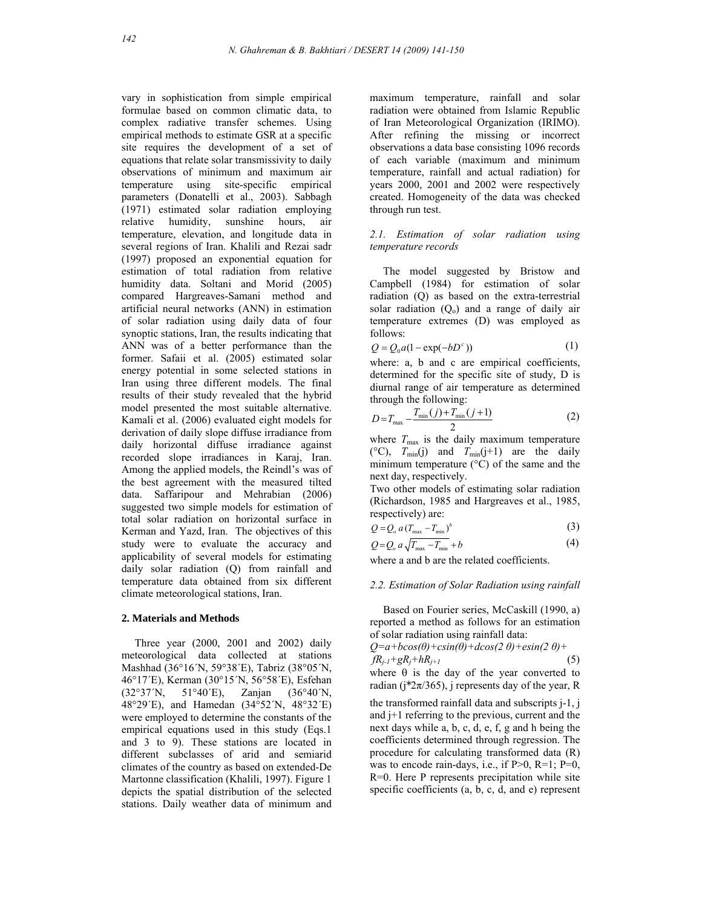vary in sophistication from simple empirical formulae based on common climatic data, to complex radiative transfer schemes. Using empirical methods to estimate GSR at a specific site requires the development of a set of equations that relate solar transmissivity to daily observations of minimum and maximum air temperature using site-specific empirical parameters (Donatelli et al., 2003). Sabbagh (1971) estimated solar radiation employing relative humidity, sunshine hours, air temperature, elevation, and longitude data in several regions of Iran. Khalili and Rezai sadr (1997) proposed an exponential equation for estimation of total radiation from relative humidity data. Soltani and Morid (2005) compared Hargreaves-Samani method and artificial neural networks (ANN) in estimation of solar radiation using daily data of four synoptic stations, Iran, the results indicating that ANN was of a better performance than the former. Safaii et al. (2005) estimated solar energy potential in some selected stations in Iran using three different models. The final results of their study revealed that the hybrid model presented the most suitable alternative. Kamali et al. (2006) evaluated eight models for derivation of daily slope diffuse irradiance from daily horizontal diffuse irradiance against recorded slope irradiances in Karaj, Iran. Among the applied models, the Reindl's was of the best agreement with the measured tilted data. Saffaripour and Mehrabian (2006) suggested two simple models for estimation of total solar radiation on horizontal surface in Kerman and Yazd, Iran. The objectives of this study were to evaluate the accuracy and applicability of several models for estimating daily solar radiation (Q) from rainfall and temperature data obtained from six different climate meteorological stations, Iran.

## 2. Materials and Methods

Three year (2000, 2001 and 2002) daily meteorological data collected at stations Mashhad (36°16´N, 59°38´E), Tabriz (38°05´N, 46°17´E), Kerman (30°15´N, 56°58´E), Esfehan (32°37´N, 51°40´E), Zanjan (36°40´N, 48°29´E), and Hamedan (34°52´N, 48°32´E) were employed to determine the constants of the empirical equations used in this study (Eqs.1 and 3 to 9). These stations are located in different subclasses of arid and semiarid climates of the country as based on extended-De Martonne classification (Khalili, 1997). Figure 1 depicts the spatial distribution of the selected stations. Daily weather data of minimum and maximum temperature, rainfall and solar radiation were obtained from Islamic Republic of Iran Meteorological Organization (IRIMO). After refining the missing or incorrect observations a data base consisting 1096 records of each variable (maximum and minimum temperature, rainfall and actual radiation) for years 2000, 2001 and 2002 were respectively created. Homogeneity of the data was checked through run test.

### *2.1. Estimation of solar radiation using temperature records*

The model suggested by Bristow and Campbell (1984) for estimation of solar radiation (Q) as based on the extra-terrestrial solar radiation ($Q_o$) and a range of daily air temperature extremes (D) was employed as follows:

$$Q = Q_0 a(1 - \exp(-bD^c)) \tag{1}$$

where: a, b and c are empirical coefficients, determined for the specific site of study, D is diurnal range of air temperature as determined through the following:

$$D = T_{\max} - \frac{T_{\min}(j) + T_{\min}(j+1)}{2} \tag{2}$$

where $T_{\max}$ is the daily maximum temperature (°C), $T_{\min}(j)$ and $T_{\min}(j+1)$ are the daily minimum temperature (°C) of the same and the next day, respectively.

Two other models of estimating solar radiation (Richardson, 1985 and Hargreaves et al., 1985, respectively) are:

$$Q = Q_o\, a\,(T_{\max} - T_{\min})^b \tag{3}$$

$$Q = Q_o\, a\sqrt{T_{\max} - T_{\min}} + b \tag{4}$$

where a and b are the related coefficients.

### *2.2. Estimation of Solar Radiation using rainfall*

Based on Fourier series, McCaskill (1990, a) reported a method as follows for an estimation of solar radiation using rainfall data:

$$Q = a + b\cos(\theta) + c\sin(\theta) + d\cos(2\theta) + e\sin(2\theta) + fR_{j-1} + gR_j + hR_{j+1} \tag{5}$$

where θ is the day of the year converted to radian ($j*2\pi/365$), j represents day of the year, R the transformed rainfall data and subscripts j-1, j and j+1 referring to the previous, current and the next days while a, b, c, d, e, f, g and h being the coefficients determined through regression. The procedure for calculating transformed data (R) was to encode rain-days, i.e., if P>0, R=1; P=0, R=0. Here P represents precipitation while site specific coefficients (a, b, c, d, and e) represent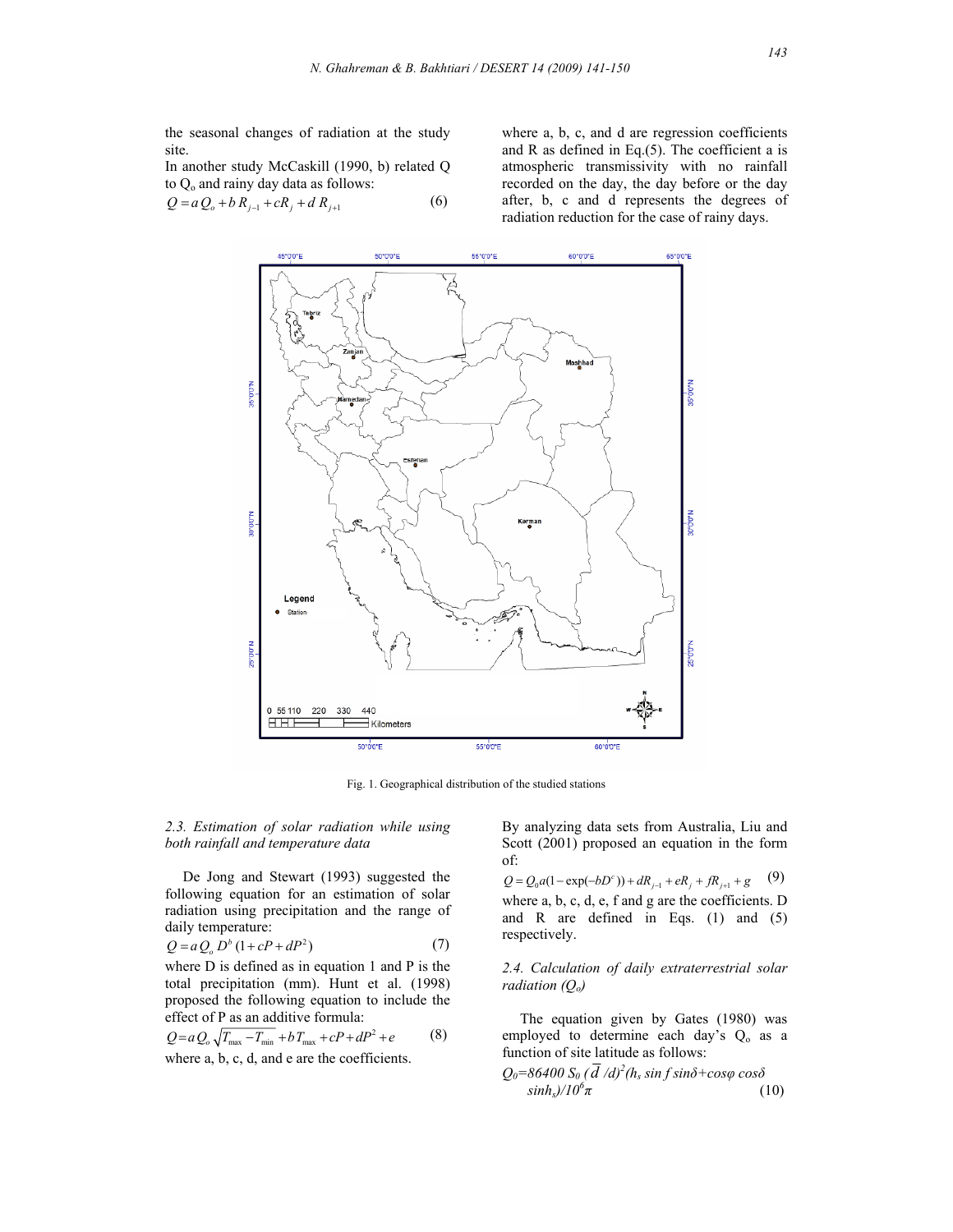the seasonal changes of radiation at the study site.

In another study McCaskill (1990, b) related Q to $Q_o$ and rainy day data as follows:

$$Q = a\,Q_o + b\,R_{j-1} + cR_j + d\,R_{j+1} \tag{6}$$

where a, b, c, and d are regression coefficients and R as defined in Eq.(5). The coefficient a is atmospheric transmissivity with no rainfall recorded on the day, the day before or the day after, b, c and d represents the degrees of radiation reduction for the case of rainy days.

Fig. 1. Geographical distribution of the studied stations

### *2.3. Estimation of solar radiation while using both rainfall and temperature data*

De Jong and Stewart (1993) suggested the following equation for an estimation of solar radiation using precipitation and the range of daily temperature:

$$Q = a\,Q_o\,D^b\,(1 + cP + dP^2) \tag{7}$$

where D is defined as in equation 1 and P is the total precipitation (mm). Hunt et al. (1998) proposed the following equation to include the effect of P as an additive formula:

$$Q = a\,Q_o\,\sqrt{T_{\max} - T_{\min}} + b\,T_{\max} + cP + dP^2 + e \tag{8}$$

where a, b, c, d, and e are the coefficients.

By analyzing data sets from Australia, Liu and Scott (2001) proposed an equation in the form of:

$$Q = Q_0 a(1 - \exp(-bD^c)) + dR_{j-1} + eR_j + fR_{j+1} + g \tag{9}$$

where a, b, c, d, e, f and g are the coefficients. D and R are defined in Eqs. (1) and (5) respectively.

### *2.4. Calculation of daily extraterrestrial solar radiation ($Q_o$)*

The equation given by Gates (1980) was employed to determine each day's $Q_o$ as a function of site latitude as follows:

$$Q_0 = 86400\, S_0\, (\bar{d}/d)^2 (h_s \sin f \sin\delta + \cos\varphi \cos\delta \sinh_s)/10^6\pi \tag{10}$$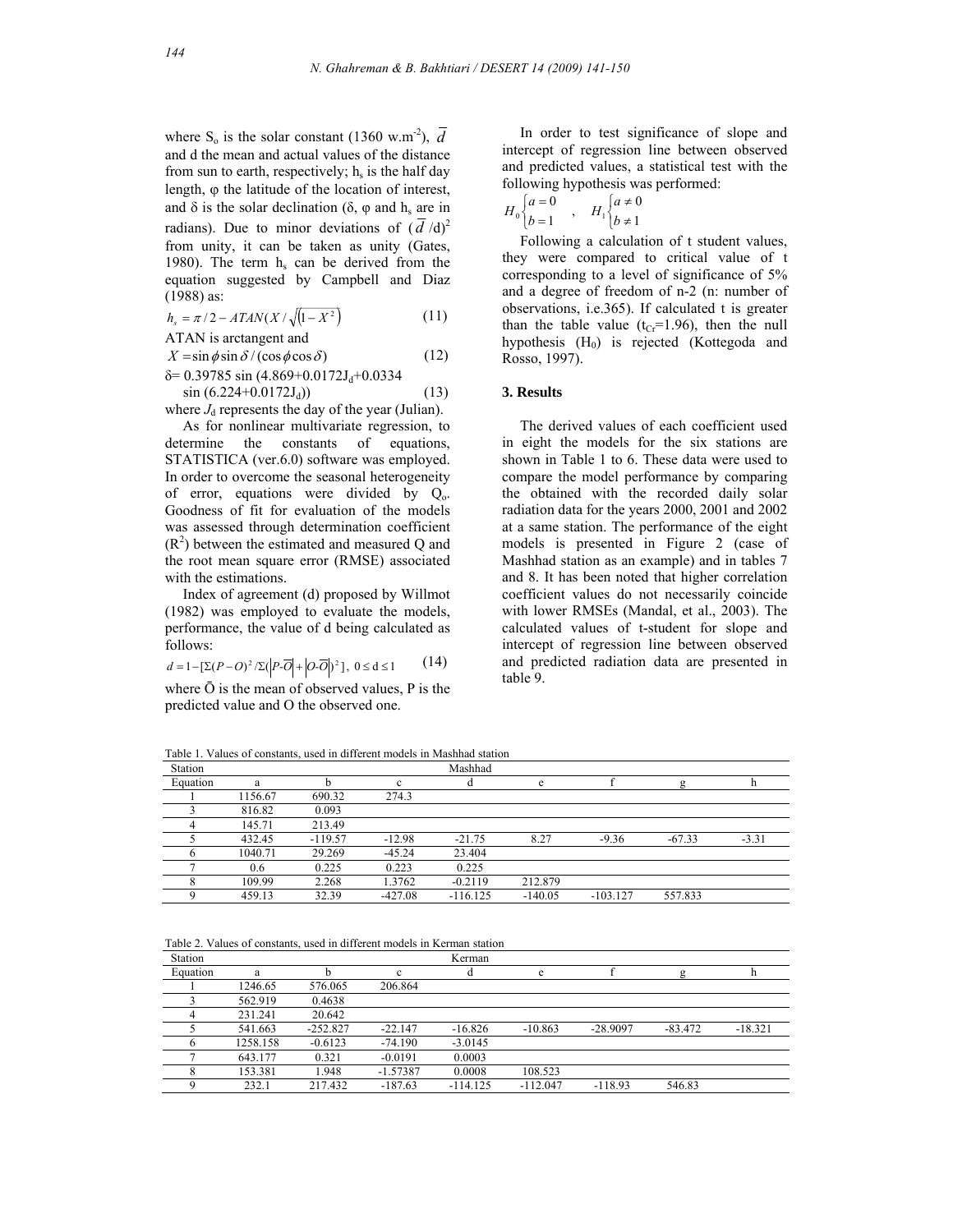where $S_o$ is the solar constant (1360 w.m$^{-2}$), $\overline{d}$ and d the mean and actual values of the distance from sun to earth, respectively; $h_s$ is the half day length, φ the latitude of the location of interest, and δ is the solar declination (δ, φ and $h_s$ are in radians). Due to minor deviations of $(\overline{d}/\mathrm{d})^2$ from unity, it can be taken as unity (Gates, 1980). The term $h_s$ can be derived from the equation suggested by Campbell and Diaz (1988) as:

$$h_s = \pi/2 - ATAN(X/\sqrt{(1-X^2)}) \qquad (11)$$

ATAN is arctangent and

$$X = \sin\phi \sin\delta / (\cos\phi \cos\delta) \qquad (12)$$

$$\delta = 0.39785 \sin(4.869 + 0.0172J_d + 0.0334 \sin(6.224 + 0.0172J_d)) \qquad (13)$$

where $J_d$ represents the day of the year (Julian).

As for nonlinear multivariate regression, to determine the constants of equations, STATISTICA (ver.6.0) software was employed. In order to overcome the seasonal heterogeneity of error, equations were divided by $Q_o$. Goodness of fit for evaluation of the models was assessed through determination coefficient ($R^2$) between the estimated and measured Q and the root mean square error (RMSE) associated with the estimations.

Index of agreement (d) proposed by Willmot (1982) was employed to evaluate the models, performance, the value of d being calculated as follows:

$$d = 1 - [\Sigma(P-O)^2 / \Sigma(|P-\overline{O}| + |O-\overline{O}|)^2], \; 0 \le d \le 1 \qquad (14)$$

where Ō is the mean of observed values, P is the predicted value and O the observed one.

In order to test significance of slope and intercept of regression line between observed and predicted values, a statistical test with the following hypothesis was performed:

$$H_0 \begin{cases} a = 0 \\ b = 1 \end{cases} \quad , \quad H_1 \begin{cases} a \neq 0 \\ b \neq 1 \end{cases}$$

Following a calculation of t student values, they were compared to critical value of t corresponding to a level of significance of 5% and a degree of freedom of n-2 (n: number of observations, i.e.365). If calculated t is greater than the table value ($t_{Cr}$=1.96), then the null hypothesis ($H_0$) is rejected (Kottegoda and Rosso, 1997).

## 3. Results

The derived values of each coefficient used in eight the models for the six stations are shown in Table 1 to 6. These data were used to compare the model performance by comparing the obtained with the recorded daily solar radiation data for the years 2000, 2001 and 2002 at a same station. The performance of the eight models is presented in Figure 2 (case of Mashhad station as an example) and in tables 7 and 8. It has been noted that higher correlation coefficient values do not necessarily coincide with lower RMSEs (Mandal, et al., 2003). The calculated values of t-student for slope and intercept of regression line between observed and predicted radiation data are presented in table 9.

Table 1. Values of constants, used in different models in Mashhad station

| Station | Mashhad | | | | | | | |
|---|---|---|---|---|---|---|---|---|
| Equation | a | b | c | d | e | f | g | h |
| 1 | 1156.67 | 690.32 | 274.3 | | | | | |
| 3 | 816.82 | 0.093 | | | | | | |
| 4 | 145.71 | 213.49 | | | | | | |
| 5 | 432.45 | -119.57 | -12.98 | -21.75 | 8.27 | -9.36 | -67.33 | -3.31 |
| 6 | 1040.71 | 29.269 | -45.24 | 23.404 | | | | |
| 7 | 0.6 | 0.225 | 0.223 | 0.225 | | | | |
| 8 | 109.99 | 2.268 | 1.3762 | -0.2119 | 212.879 | | | |
| 9 | 459.13 | 32.39 | -427.08 | -116.125 | -140.05 | -103.127 | 557.833 | |

Table 2. Values of constants, used in different models in Kerman station

| Station | Kerman | | | | | | | |
|---|---|---|---|---|---|---|---|---|
| Equation | a | b | c | d | e | f | g | h |
| 1 | 1246.65 | 576.065 | 206.864 | | | | | |
| 3 | 562.919 | 0.4638 | | | | | | |
| 4 | 231.241 | 20.642 | | | | | | |
| 5 | 541.663 | -252.827 | -22.147 | -16.826 | -10.863 | -28.9097 | -83.472 | -18.321 |
| 6 | 1258.158 | -0.6123 | -74.190 | -3.0145 | | | | |
| 7 | 643.177 | 0.321 | -0.0191 | 0.0003 | | | | |
| 8 | 153.381 | 1.948 | -1.57387 | 0.0008 | 108.523 | | | |
| 9 | 232.1 | 217.432 | -187.63 | -114.125 | -112.047 | -118.93 | 546.83 | |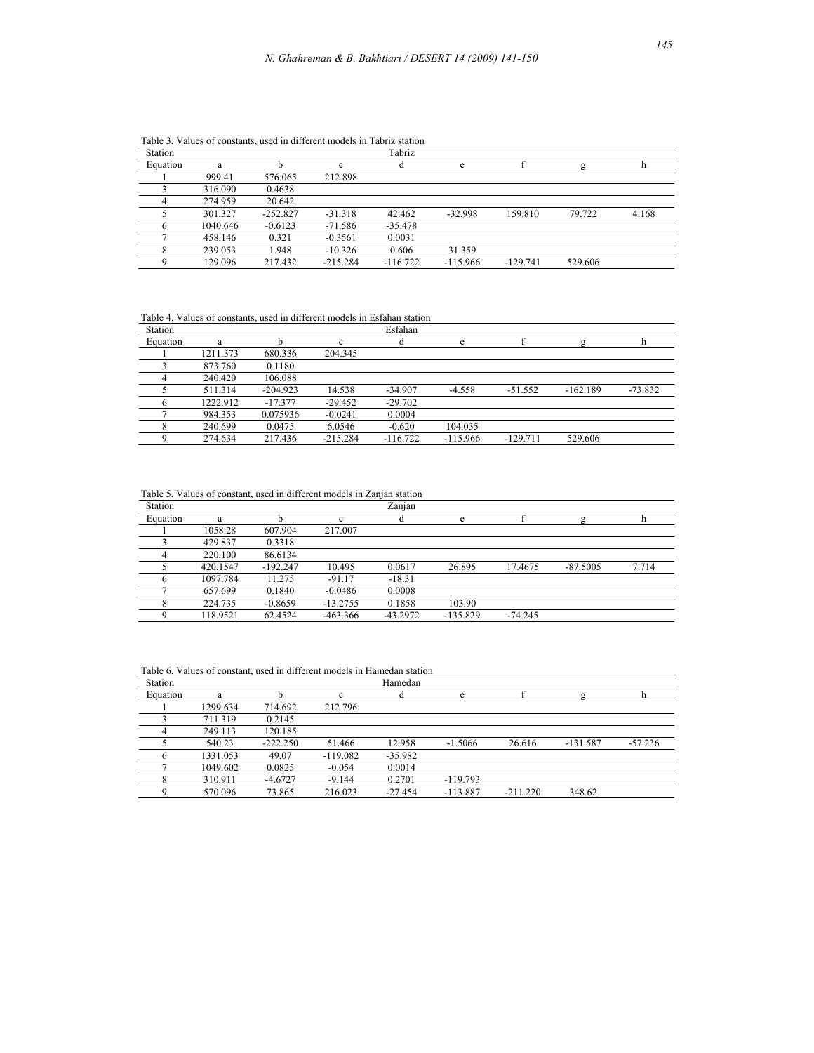Table 3. Values of constants, used in different models in Tabriz station

| Station | Tabriz | | | | | | | |
|---|---|---|---|---|---|---|---|---|
| Equation | a | b | c | d | e | f | g | h |
| 1 | 999.41 | 576.065 | 212.898 | | | | | |
| 3 | 316.090 | 0.4638 | | | | | | |
| 4 | 274.959 | 20.642 | | | | | | |
| 5 | 301.327 | -252.827 | -31.318 | 42.462 | -32.998 | 159.810 | 79.722 | 4.168 |
| 6 | 1040.646 | -0.6123 | -71.586 | -35.478 | | | | |
| 7 | 458.146 | 0.321 | -0.3561 | 0.0031 | | | | |
| 8 | 239.053 | 1.948 | -10.326 | 0.606 | 31.359 | | | |
| 9 | 129.096 | 217.432 | -215.284 | -116.722 | -115.966 | -129.741 | 529.606 | |

Table 4. Values of constants, used in different models in Esfahan station

| Station | Esfahan | | | | | | | |
|---|---|---|---|---|---|---|---|---|
| Equation | a | b | c | d | e | f | g | h |
| 1 | 1211.373 | 680.336 | 204.345 | | | | | |
| 3 | 873.760 | 0.1180 | | | | | | |
| 4 | 240.420 | 106.088 | | | | | | |
| 5 | 511.314 | -204.923 | 14.538 | -34.907 | -4.558 | -51.552 | -162.189 | -73.832 |
| 6 | 1222.912 | -17.377 | -29.452 | -29.702 | | | | |
| 7 | 984.353 | 0.075936 | -0.0241 | 0.0004 | | | | |
| 8 | 240.699 | 0.0475 | 6.0546 | -0.620 | 104.035 | | | |
| 9 | 274.634 | 217.436 | -215.284 | -116.722 | -115.966 | -129.711 | 529.606 | |

Table 5. Values of constant, used in different models in Zanjan station

| Station | Zanjan | | | | | | | |
|---|---|---|---|---|---|---|---|---|
| Equation | a | b | c | d | e | f | g | h |
| 1 | 1058.28 | 607.904 | 217.007 | | | | | |
| 3 | 429.837 | 0.3318 | | | | | | |
| 4 | 220.100 | 86.6134 | | | | | | |
| 5 | 420.1547 | -192.247 | 10.495 | 0.0617 | 26.895 | 17.4675 | -87.5005 | 7.714 |
| 6 | 1097.784 | 11.275 | -91.17 | -18.31 | | | | |
| 7 | 657.699 | 0.1840 | -0.0486 | 0.0008 | | | | |
| 8 | 224.735 | -0.8659 | -13.2755 | 0.1858 | 103.90 | | | |
| 9 | 118.9521 | 62.4524 | -463.366 | -43.2972 | -135.829 | -74.245 | | |

Table 6. Values of constant, used in different models in Hamedan station

| Station | Hamedan | | | | | | | |
|---|---|---|---|---|---|---|---|---|
| Equation | a | b | c | d | e | f | g | h |
| 1 | 1299.634 | 714.692 | 212.796 | | | | | |
| 3 | 711.319 | 0.2145 | | | | | | |
| 4 | 249.113 | 120.185 | | | | | | |
| 5 | 540.23 | -222.250 | 51.466 | 12.958 | -1.5066 | 26.616 | -131.587 | -57.236 |
| 6 | 1331.053 | 49.07 | -119.082 | -35.982 | | | | |
| 7 | 1049.602 | 0.0825 | -0.054 | 0.0014 | | | | |
| 8 | 310.911 | -4.6727 | -9.144 | 0.2701 | -119.793 | | | |
| 9 | 570.096 | 73.865 | 216.023 | -27.454 | -113.887 | -211.220 | 348.62 | |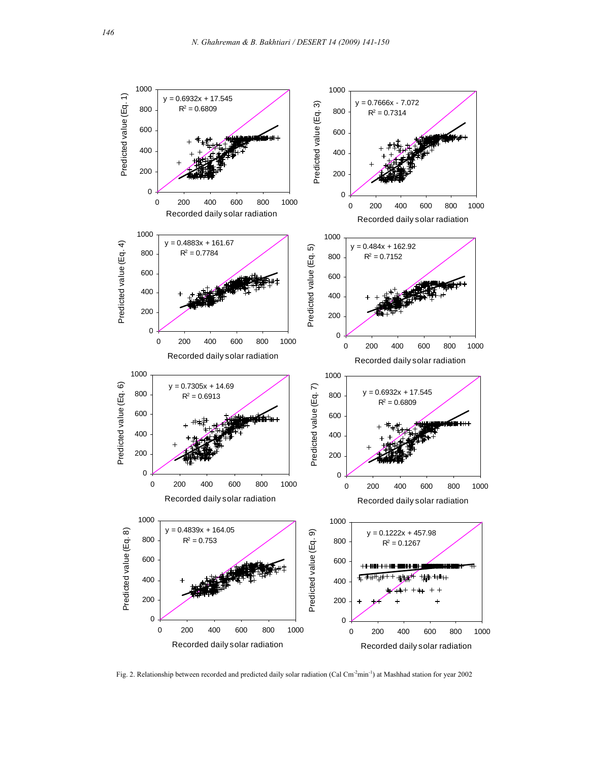Fig. 2. Relationship between recorded and predicted daily solar radiation (Cal $Cm^{-2}min^{-1}$) at Mashhad station for year 2002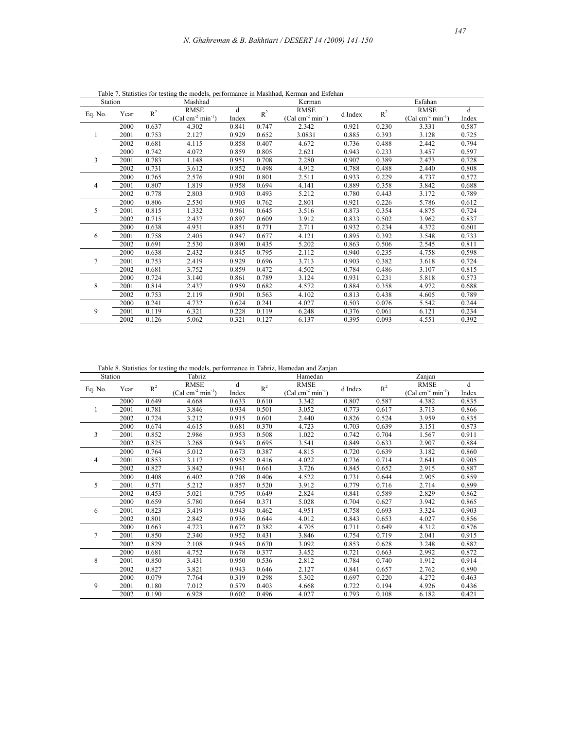Table 7. Statistics for testing the models, performance in Mashhad, Kerman and Esfehan

| Station | | Mashhad | | | Kerman | | | Esfahan | | |
|---|---|---|---|---|---|---|---|---|---|---|
| Eq. No. | Year | $R^2$ | RMSE (Cal cm$^{-2}$ min$^{-1}$) | d Index | $R^2$ | RMSE (Cal cm$^{-2}$ min$^{-1}$) | d Index | $R^2$ | RMSE (Cal cm$^{-2}$ min$^{-1}$) | d Index |
| 1 | 2000 | 0.637 | 4.302 | 0.841 | 0.747 | 2.342 | 0.921 | 0.230 | 3.331 | 0.587 |
| | 2001 | 0.753 | 2.127 | 0.929 | 0.652 | 3.0831 | 0.885 | 0.393 | 3.128 | 0.725 |
| | 2002 | 0.681 | 4.115 | 0.858 | 0.407 | 4.672 | 0.736 | 0.488 | 2.442 | 0.794 |
| 3 | 2000 | 0.742 | 4.072 | 0.859 | 0.805 | 2.621 | 0.943 | 0.233 | 3.457 | 0.597 |
| | 2001 | 0.783 | 1.148 | 0.951 | 0.708 | 2.280 | 0.907 | 0.389 | 2.473 | 0.728 |
| | 2002 | 0.731 | 3.612 | 0.852 | 0.498 | 4.912 | 0.788 | 0.488 | 2.440 | 0.808 |
| 4 | 2000 | 0.765 | 2.576 | 0.901 | 0.801 | 2.511 | 0.933 | 0.229 | 4.737 | 0.572 |
| | 2001 | 0.807 | 1.819 | 0.958 | 0.694 | 4.141 | 0.889 | 0.358 | 3.842 | 0.688 |
| | 2002 | 0.778 | 2.803 | 0.903 | 0.493 | 5.212 | 0.780 | 0.443 | 3.172 | 0.789 |
| 5 | 2000 | 0.806 | 2.530 | 0.903 | 0.762 | 2.801 | 0.921 | 0.226 | 5.786 | 0.612 |
| | 2001 | 0.815 | 1.332 | 0.961 | 0.645 | 3.516 | 0.873 | 0.354 | 4.875 | 0.724 |
| | 2002 | 0.715 | 2.437 | 0.897 | 0.609 | 3.912 | 0.833 | 0.502 | 3.962 | 0.837 |
| 6 | 2000 | 0.638 | 4.931 | 0.851 | 0.771 | 2.711 | 0.932 | 0.234 | 4.372 | 0.601 |
| | 2001 | 0.758 | 2.405 | 0.947 | 0.677 | 4.121 | 0.895 | 0.392 | 3.548 | 0.733 |
| | 2002 | 0.691 | 2.530 | 0.890 | 0.435 | 5.202 | 0.863 | 0.506 | 2.545 | 0.811 |
| 7 | 2000 | 0.638 | 2.432 | 0.845 | 0.795 | 2.112 | 0.940 | 0.235 | 4.758 | 0.598 |
| | 2001 | 0.753 | 2.419 | 0.929 | 0.696 | 3.713 | 0.903 | 0.382 | 3.618 | 0.724 |
| | 2002 | 0.681 | 3.752 | 0.859 | 0.472 | 4.502 | 0.784 | 0.486 | 3.107 | 0.815 |
| 8 | 2000 | 0.724 | 3.140 | 0.861 | 0.789 | 3.124 | 0.931 | 0.231 | 5.818 | 0.573 |
| | 2001 | 0.814 | 2.437 | 0.959 | 0.682 | 4.572 | 0.884 | 0.358 | 4.972 | 0.688 |
| | 2002 | 0.753 | 2.119 | 0.901 | 0.563 | 4.102 | 0.813 | 0.438 | 4.605 | 0.789 |
| 9 | 2000 | 0.241 | 4.732 | 0.624 | 0.241 | 4.027 | 0.503 | 0.076 | 5.542 | 0.244 |
| | 2001 | 0.119 | 6.321 | 0.228 | 0.119 | 6.248 | 0.376 | 0.061 | 6.121 | 0.234 |
| | 2002 | 0.126 | 5.062 | 0.321 | 0.127 | 6.137 | 0.395 | 0.093 | 4.551 | 0.392 |

Table 8. Statistics for testing the models, performance in Tabriz, Hamedan and Zanjan

| Station | | Tabriz | | | Hamedan | | | Zanjan | | |
|---|---|---|---|---|---|---|---|---|---|---|
| Eq. No. | Year | $R^2$ | RMSE (Cal cm$^{-2}$ min$^{-1}$) | d Index | $R^2$ | RMSE (Cal cm$^{-2}$ min$^{-1}$) | d Index | $R^2$ | RMSE (Cal cm$^{-2}$ min$^{-1}$) | d Index |
| 1 | 2000 | 0.649 | 4.668 | 0.633 | 0.610 | 3.342 | 0.807 | 0.587 | 4.382 | 0.835 |
| | 2001 | 0.781 | 3.846 | 0.934 | 0.501 | 3.052 | 0.773 | 0.617 | 3.713 | 0.866 |
| | 2002 | 0.724 | 3.212 | 0.915 | 0.601 | 2.440 | 0.826 | 0.524 | 3.959 | 0.835 |
| 3 | 2000 | 0.674 | 4.615 | 0.681 | 0.370 | 4.723 | 0.703 | 0.639 | 3.151 | 0.873 |
| | 2001 | 0.852 | 2.986 | 0.953 | 0.508 | 1.022 | 0.742 | 0.704 | 1.567 | 0.911 |
| | 2002 | 0.825 | 3.268 | 0.943 | 0.695 | 3.541 | 0.849 | 0.633 | 2.907 | 0.884 |
| 4 | 2000 | 0.764 | 5.012 | 0.673 | 0.387 | 4.815 | 0.720 | 0.639 | 3.182 | 0.860 |
| | 2001 | 0.853 | 3.117 | 0.952 | 0.416 | 4.022 | 0.736 | 0.714 | 2.641 | 0.905 |
| | 2002 | 0.827 | 3.842 | 0.941 | 0.661 | 3.726 | 0.845 | 0.652 | 2.915 | 0.887 |
| 5 | 2000 | 0.408 | 6.402 | 0.708 | 0.406 | 4.522 | 0.731 | 0.644 | 2.905 | 0.859 |
| | 2001 | 0.571 | 5.212 | 0.857 | 0.520 | 3.912 | 0.779 | 0.716 | 2.714 | 0.899 |
| | 2002 | 0.453 | 5.021 | 0.795 | 0.649 | 2.824 | 0.841 | 0.589 | 2.829 | 0.862 |
| 6 | 2000 | 0.659 | 5.780 | 0.664 | 0.371 | 5.028 | 0.704 | 0.627 | 3.942 | 0.865 |
| | 2001 | 0.823 | 3.419 | 0.943 | 0.462 | 4.951 | 0.758 | 0.693 | 3.324 | 0.903 |
| | 2002 | 0.801 | 2.842 | 0.936 | 0.644 | 4.012 | 0.843 | 0.653 | 4.027 | 0.856 |
| 7 | 2000 | 0.663 | 4.723 | 0.672 | 0.382 | 4.705 | 0.711 | 0.649 | 4.312 | 0.876 |
| | 2001 | 0.850 | 2.340 | 0.952 | 0.431 | 3.846 | 0.754 | 0.719 | 2.041 | 0.915 |
| | 2002 | 0.829 | 2.108 | 0.945 | 0.670 | 3.092 | 0.853 | 0.628 | 3.248 | 0.882 |
| 8 | 2000 | 0.681 | 4.752 | 0.678 | 0.377 | 3.452 | 0.721 | 0.663 | 2.992 | 0.872 |
| | 2001 | 0.850 | 3.431 | 0.950 | 0.536 | 2.812 | 0.784 | 0.740 | 1.912 | 0.914 |
| | 2002 | 0.827 | 3.821 | 0.943 | 0.646 | 2.127 | 0.841 | 0.657 | 2.762 | 0.890 |
| 9 | 2000 | 0.079 | 7.764 | 0.319 | 0.298 | 5.302 | 0.697 | 0.220 | 4.272 | 0.463 |
| | 2001 | 0.180 | 7.012 | 0.579 | 0.403 | 4.668 | 0.722 | 0.194 | 4.926 | 0.436 |
| | 2002 | 0.190 | 6.928 | 0.602 | 0.496 | 4.027 | 0.793 | 0.108 | 6.182 | 0.421 |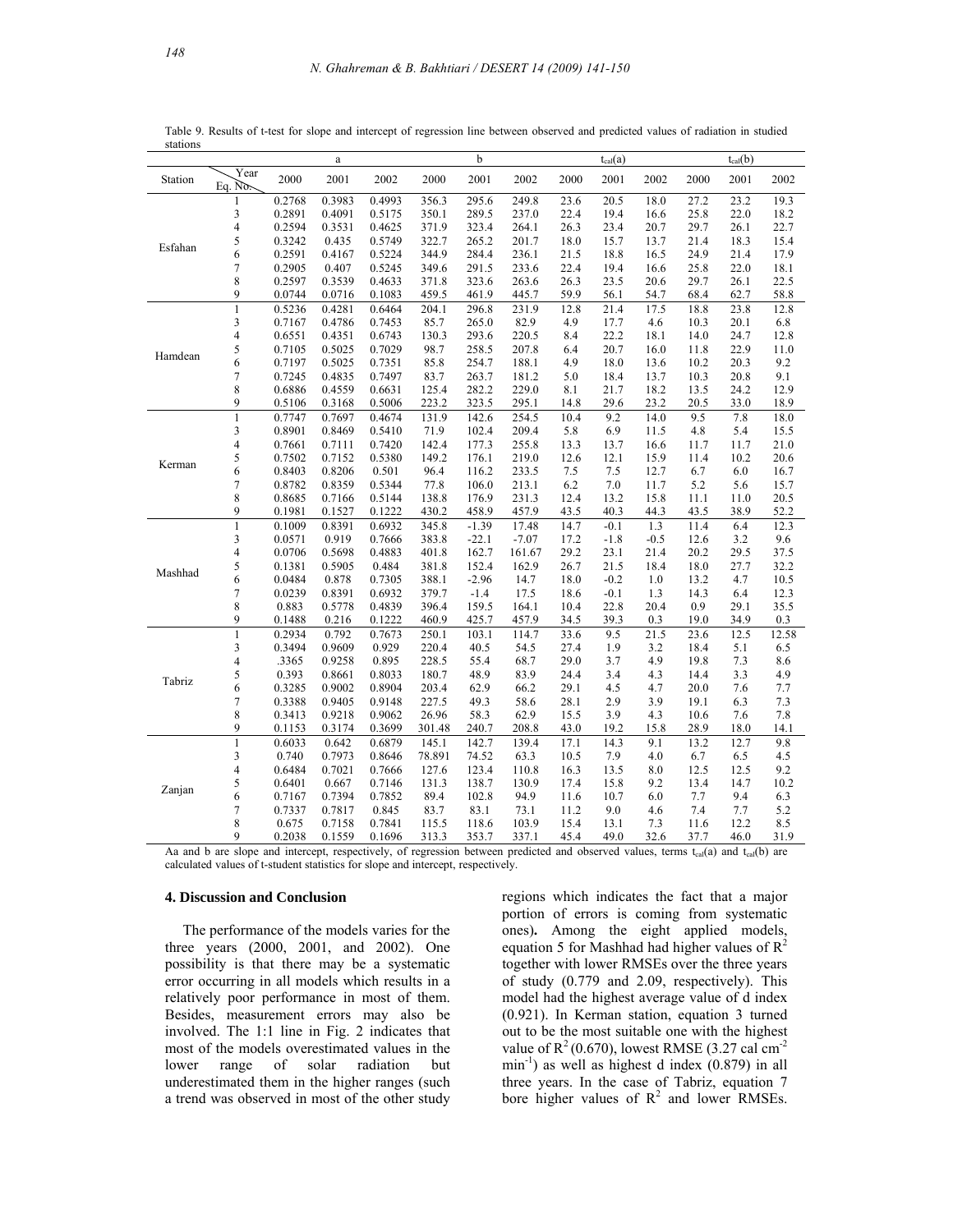Table 9. Results of t-test for slope and intercept of regression line between observed and predicted values of radiation in studied stations

| Station | Year / Eq. No. | a | | | b | | | $t_{cal}(a)$ | | | $t_{cal}(b)$ | | |
|---|---|---|---|---|---|---|---|---|---|---|---|---|---|
| | | 2000 | 2001 | 2002 | 2000 | 2001 | 2002 | 2000 | 2001 | 2002 | 2000 | 2001 | 2002 |
| Esfahan | 1 | 0.2768 | 0.3983 | 0.4993 | 356.3 | 295.6 | 249.8 | 23.6 | 20.5 | 18.0 | 27.2 | 23.2 | 19.3 |
| | 3 | 0.2891 | 0.4091 | 0.5175 | 350.1 | 289.5 | 237.0 | 22.4 | 19.4 | 16.6 | 25.8 | 22.0 | 18.2 |
| | 4 | 0.2594 | 0.3531 | 0.4625 | 371.9 | 323.4 | 264.1 | 26.3 | 23.4 | 20.7 | 29.7 | 26.1 | 22.7 |
| | 5 | 0.3242 | 0.435 | 0.5749 | 322.7 | 265.2 | 201.7 | 18.0 | 15.7 | 13.7 | 21.4 | 18.3 | 15.4 |
| | 6 | 0.2591 | 0.4167 | 0.5224 | 344.9 | 284.4 | 236.1 | 21.5 | 18.8 | 16.5 | 24.9 | 21.4 | 17.9 |
| | 7 | 0.2905 | 0.407 | 0.5245 | 349.6 | 291.5 | 233.6 | 22.4 | 19.4 | 16.6 | 25.8 | 22.0 | 18.1 |
| | 8 | 0.2597 | 0.3539 | 0.4633 | 371.8 | 323.6 | 263.6 | 26.3 | 23.5 | 20.6 | 29.7 | 26.1 | 22.5 |
| | 9 | 0.0744 | 0.0716 | 0.1083 | 459.5 | 461.9 | 445.7 | 59.9 | 56.1 | 54.7 | 68.4 | 62.7 | 58.8 |
| Hamdean | 1 | 0.5236 | 0.4281 | 0.6464 | 204.1 | 296.8 | 231.9 | 12.8 | 21.4 | 17.5 | 18.8 | 23.8 | 12.8 |
| | 3 | 0.7167 | 0.4786 | 0.7453 | 85.7 | 265.0 | 82.9 | 4.9 | 17.7 | 4.6 | 10.3 | 20.1 | 6.8 |
| | 4 | 0.6551 | 0.4351 | 0.6743 | 130.3 | 293.6 | 220.5 | 8.4 | 22.2 | 18.1 | 14.0 | 24.7 | 12.8 |
| | 5 | 0.7105 | 0.5025 | 0.7029 | 98.7 | 258.5 | 207.8 | 6.4 | 20.7 | 16.0 | 11.8 | 22.9 | 11.0 |
| | 6 | 0.7197 | 0.5025 | 0.7351 | 85.8 | 254.7 | 188.1 | 4.9 | 18.0 | 13.6 | 10.2 | 20.3 | 9.2 |
| | 7 | 0.7245 | 0.4835 | 0.7497 | 83.7 | 263.7 | 181.2 | 5.0 | 18.4 | 13.7 | 10.3 | 20.8 | 9.1 |
| | 8 | 0.6886 | 0.4559 | 0.6631 | 125.4 | 282.2 | 229.0 | 8.1 | 21.7 | 18.2 | 13.5 | 24.2 | 12.9 |
| | 9 | 0.5106 | 0.3168 | 0.5006 | 223.2 | 323.5 | 295.1 | 14.8 | 29.6 | 23.2 | 20.5 | 33.0 | 18.9 |
| Kerman | 1 | 0.7747 | 0.7697 | 0.4674 | 131.9 | 142.6 | 254.5 | 10.4 | 9.2 | 14.0 | 9.5 | 7.8 | 18.0 |
| | 3 | 0.8901 | 0.8469 | 0.5410 | 71.9 | 102.4 | 209.4 | 5.8 | 6.9 | 11.5 | 4.8 | 5.4 | 15.5 |
| | 4 | 0.7661 | 0.7111 | 0.7420 | 142.4 | 177.3 | 255.8 | 13.3 | 13.7 | 16.6 | 11.7 | 11.7 | 21.0 |
| | 5 | 0.7502 | 0.7152 | 0.5380 | 149.2 | 176.1 | 219.0 | 12.6 | 12.1 | 15.9 | 11.4 | 10.2 | 20.6 |
| | 6 | 0.8403 | 0.8206 | 0.501 | 96.4 | 116.2 | 233.5 | 7.5 | 7.5 | 12.7 | 6.7 | 6.0 | 16.7 |
| | 7 | 0.8782 | 0.8359 | 0.5344 | 77.8 | 106.0 | 213.1 | 6.2 | 7.0 | 11.7 | 5.2 | 5.6 | 15.7 |
| | 8 | 0.8685 | 0.7166 | 0.5144 | 138.8 | 176.9 | 231.3 | 12.4 | 13.2 | 15.8 | 11.1 | 11.0 | 20.5 |
| | 9 | 0.1981 | 0.1527 | 0.1222 | 430.2 | 458.9 | 457.9 | 43.5 | 40.3 | 44.3 | 43.5 | 38.9 | 52.2 |
| Mashhad | 1 | 0.1009 | 0.8391 | 0.6932 | 345.8 | -1.39 | 17.48 | 14.7 | -0.1 | 1.3 | 11.4 | 6.4 | 12.3 |
| | 3 | 0.0571 | 0.919 | 0.7666 | 383.8 | -22.1 | -7.07 | 17.2 | -1.8 | -0.5 | 12.6 | 3.2 | 9.6 |
| | 4 | 0.0706 | 0.5698 | 0.4883 | 401.8 | 162.7 | 161.67 | 29.2 | 23.1 | 21.4 | 20.2 | 29.5 | 37.5 |
| | 5 | 0.1381 | 0.5905 | 0.484 | 381.8 | 152.4 | 162.9 | 26.7 | 21.5 | 18.4 | 18.0 | 27.7 | 32.2 |
| | 6 | 0.0484 | 0.878 | 0.7305 | 388.1 | -2.96 | 14.7 | 18.0 | -0.2 | 1.0 | 13.2 | 4.7 | 10.5 |
| | 7 | 0.0239 | 0.8391 | 0.6932 | 379.7 | -1.4 | 17.5 | 18.6 | -0.1 | 1.3 | 14.3 | 6.4 | 12.3 |
| | 8 | 0.883 | 0.5778 | 0.4839 | 396.4 | 159.5 | 164.1 | 10.4 | 22.8 | 20.4 | 0.9 | 29.1 | 35.5 |
| | 9 | 0.1488 | 0.216 | 0.1222 | 460.9 | 425.7 | 457.9 | 34.5 | 39.3 | 0.3 | 19.0 | 34.9 | 0.3 |
| Tabriz | 1 | 0.2934 | 0.792 | 0.7673 | 250.1 | 103.1 | 114.7 | 33.6 | 9.5 | 21.5 | 23.6 | 12.5 | 12.58 |
| | 3 | 0.3494 | 0.9609 | 0.929 | 220.4 | 40.5 | 54.5 | 27.4 | 1.9 | 3.2 | 18.4 | 5.1 | 6.5 |
| | 4 | .3365 | 0.9258 | 0.895 | 228.5 | 55.4 | 68.7 | 29.0 | 3.7 | 4.9 | 19.8 | 7.3 | 8.6 |
| | 5 | 0.393 | 0.8661 | 0.8033 | 180.7 | 48.9 | 83.9 | 24.4 | 3.4 | 4.3 | 14.4 | 3.3 | 4.9 |
| | 6 | 0.3285 | 0.9002 | 0.8904 | 203.4 | 62.9 | 66.2 | 29.1 | 4.5 | 4.7 | 20.0 | 7.6 | 7.7 |
| | 7 | 0.3388 | 0.9405 | 0.9148 | 227.5 | 49.3 | 58.6 | 28.1 | 2.9 | 3.9 | 19.1 | 6.3 | 7.3 |
| | 8 | 0.3413 | 0.9218 | 0.9062 | 26.96 | 58.3 | 62.9 | 15.5 | 3.9 | 4.3 | 10.6 | 7.6 | 7.8 |
| | 9 | 0.1153 | 0.3174 | 0.3699 | 301.48 | 240.7 | 208.8 | 43.0 | 19.2 | 15.8 | 28.9 | 18.0 | 14.1 |
| Zanjan | 1 | 0.6033 | 0.642 | 0.6879 | 145.1 | 142.7 | 139.4 | 17.1 | 14.3 | 9.1 | 13.2 | 12.7 | 9.8 |
| | 3 | 0.740 | 0.7973 | 0.8646 | 78.891 | 74.52 | 63.3 | 10.5 | 7.9 | 4.0 | 6.7 | 6.5 | 4.5 |
| | 4 | 0.6484 | 0.7021 | 0.7666 | 127.6 | 123.4 | 110.8 | 16.3 | 13.5 | 8.0 | 12.5 | 12.5 | 9.2 |
| | 5 | 0.6401 | 0.667 | 0.7146 | 131.3 | 138.7 | 130.9 | 17.4 | 15.8 | 9.2 | 13.4 | 14.7 | 10.2 |
| | 6 | 0.7167 | 0.7394 | 0.7852 | 89.4 | 102.8 | 94.9 | 11.6 | 10.7 | 6.0 | 7.7 | 9.4 | 6.3 |
| | 7 | 0.7337 | 0.7817 | 0.845 | 83.7 | 83.1 | 73.1 | 11.2 | 9.0 | 4.6 | 7.4 | 7.7 | 5.2 |
| | 8 | 0.675 | 0.7158 | 0.7841 | 115.5 | 118.6 | 103.9 | 15.4 | 13.1 | 7.3 | 11.6 | 12.2 | 8.5 |
| | 9 | 0.2038 | 0.1559 | 0.1696 | 313.3 | 353.7 | 337.1 | 45.4 | 49.0 | 32.6 | 37.7 | 46.0 | 31.9 |

Aa and b are slope and intercept, respectively, of regression between predicted and observed values, terms $t_{cal}(a)$ and $t_{cal}(b)$ are calculated values of t-student statistics for slope and intercept, respectively.

## 4. Discussion and Conclusion

The performance of the models varies for the three years (2000, 2001, and 2002). One possibility is that there may be a systematic error occurring in all models which results in a relatively poor performance in most of them. Besides, measurement errors may also be involved. The 1:1 line in Fig. 2 indicates that most of the models overestimated values in the lower range of solar radiation but underestimated them in the higher ranges (such a trend was observed in most of the other study regions which indicates the fact that a major portion of errors is coming from systematic ones). Among the eight applied models, equation 5 for Mashhad had higher values of $R^2$ together with lower RMSEs over the three years of study (0.779 and 2.09, respectively). This model had the highest average value of d index (0.921). In Kerman station, equation 3 turned out to be the most suitable one with the highest value of $R^2$ (0.670), lowest RMSE (3.27 cal cm$^{-2}$ min$^{-1}$) as well as highest d index (0.879) in all three years. In the case of Tabriz, equation 7 bore higher values of $R^2$ and lower RMSEs.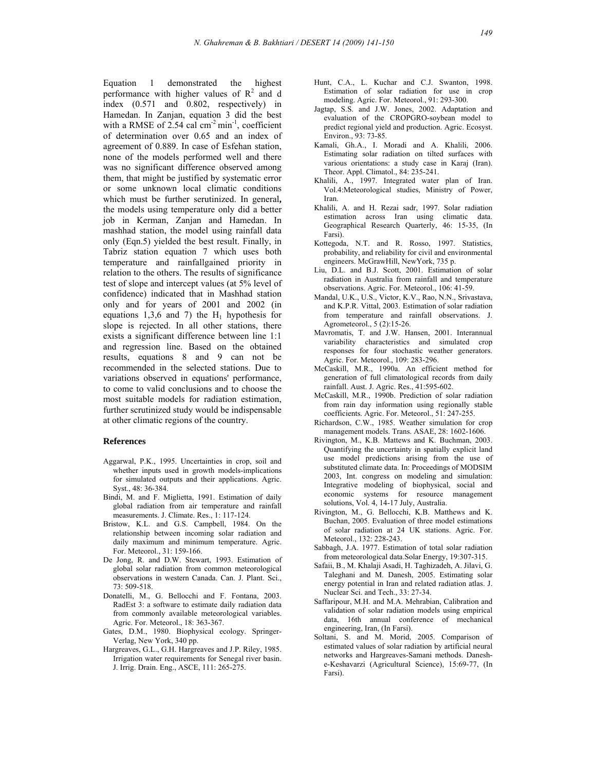Equation 1 demonstrated the highest performance with higher values of $R^2$ and d index (0.571 and 0.802, respectively) in Hamedan. In Zanjan, equation 3 did the best with a RMSE of 2.54 cal $cm^{-2}$ $min^{-1}$, coefficient of determination over 0.65 and an index of agreement of 0.889. In case of Esfehan station, none of the models performed well and there was no significant difference observed among them, that might be justified by systematic error or some unknown local climatic conditions which must be further serutinized. In general**,** the models using temperature only did a better job in Kerman, Zanjan and Hamedan. In mashhad station, the model using rainfall data only (Eqn.5) yielded the best result. Finally, in Tabriz station equation 7 which uses both temperature and rainfallgained priority in relation to the others. The results of significance test of slope and intercept values (at 5% level of confidence) indicated that in Mashhad station only and for years of 2001 and 2002 (in equations 1,3,6 and 7) the $H_1$ hypothesis for slope is rejected. In all other stations, there exists a significant difference between line 1:1 and regression line. Based on the obtained results, equations 8 and 9 can not be recommended in the selected stations. Due to variations observed in equations' performance, to come to valid conclusions and to choose the most suitable models for radiation estimation, further scrutinized study would be indispensable at other climatic regions of the country.

## References

Aggarwal, P.K., 1995. Uncertainties in crop, soil and whether inputs used in growth models-implications for simulated outputs and their applications. Agric. Syst., 48: 36-384.

Bindi, M. and F. Miglietta, 1991. Estimation of daily global radiation from air temperature and rainfall measurements. J. Climate. Res., 1: 117-124.

Bristow, K.L. and G.S. Campbell, 1984. On the relationship between incoming solar radiation and daily maximum and minimum temperature. Agric. For. Meteorol., 31: 159-166.

De Jong, R. and D.W. Stewart, 1993. Estimation of global solar radiation from common meteorological observations in western Canada. Can. J. Plant. Sci., 73: 509-518.

Donatelli, M., G. Bellocchi and F. Fontana, 2003. RadEst 3: a software to estimate daily radiation data from commonly available meteorological variables. Agric. For. Meteorol., 18: 363-367.

Gates, D.M., 1980. Biophysical ecology. Springer-Verlag, New York, 340 pp.

Hargreaves, G.L., G.H. Hargreaves and J.P. Riley, 1985. Irrigation water requirements for Senegal river basin. J. Irrig. Drain. Eng., ASCE, 111: 265-275.

Hunt, C.A., L. Kuchar and C.J. Swanton, 1998. Estimation of solar radiation for use in crop modeling. Agric. For. Meteorol., 91: 293-300.

Jagtap, S.S. and J.W. Jones, 2002. Adaptation and evaluation of the CROPGRO-soybean model to predict regional yield and production. Agric. Ecosyst. Environ., 93: 73-85.

Kamali, Gh.A., I. Moradi and A. Khalili, 2006. Estimating solar radiation on tilted surfaces with various orientations: a study case in Karaj (Iran). Theor. Appl. Climatol., 84: 235-241.

Khalili, A., 1997. Integrated water plan of Iran. Vol.4:Meteorological studies, Ministry of Power, Iran.

Khalili, A. and H. Rezai sadr, 1997. Solar radiation estimation across Iran using climatic data. Geographical Research Quarterly, 46: 15-35, (In Farsi).

Kottegoda, N.T. and R. Rosso, 1997. Statistics, probability, and reliability for civil and environmental engineers. McGrawHill, NewYork, 735 p.

Liu, D.L. and B.J. Scott, 2001. Estimation of solar radiation in Australia from rainfall and temperature observations. Agric. For. Meteorol., 106: 41-59.

Mandal, U.K., U.S., Victor, K.V., Rao, N.N., Srivastava, and K.P.R. Vittal, 2003. Estimation of solar radiation from temperature and rainfall observations. J. Agrometeorol., 5 (2):15-26.

Mavromatis, T. and J.W. Hansen, 2001. Interannual variability characteristics and simulated crop responses for four stochastic weather generators. Agric. For. Meteorol., 109: 283-296.

McCaskill, M.R., 1990a. An efficient method for generation of full climatological records from daily rainfall. Aust. J. Agric. Res., 41:595-602.

McCaskill, M.R., 1990b. Prediction of solar radiation from rain day information using regionally stable coefficients. Agric. For. Meteorol., 51: 247-255.

Richardson, C.W., 1985. Weather simulation for crop management models. Trans. ASAE, 28: 1602-1606.

Rivington, M., K.B. Mattews and K. Buchman, 2003. Quantifying the uncertainty in spatially explicit land use model predictions arising from the use of substituted climate data. In: Proceedings of MODSIM 2003, Int. congress on modeling and simulation: Integrative modeling of biophysical, social and economic systems for resource management solutions, Vol. 4, 14-17 July, Australia.

Rivington, M., G. Bellocchi, K.B. Matthews and K. Buchan, 2005. Evaluation of three model estimations of solar radiation at 24 UK stations. Agric. For. Meteorol., 132: 228-243.

Sabbagh, J.A. 1977. Estimation of total solar radiation from meteorological data.Solar Energy, 19:307-315.

Safaii, B., M. Khalaji Asadi, H. Taghizadeh, A. Jilavi, G. Taleghani and M. Danesh, 2005. Estimating solar energy potential in Iran and related radiation atlas. J. Nuclear Sci. and Tech., 33: 27-34.

Saffaripour, M.H. and M.A. Mehrabian, Calibration and validation of solar radiation models using empirical data, 16th annual conference of mechanical engineering, Iran, (In Farsi).

Soltani, S. and M. Morid, 2005. Comparison of estimated values of solar radiation by artificial neural networks and Hargreaves-Samani methods. Danesh-e-Keshavarzi (Agricultural Science), 15:69-77, (In Farsi).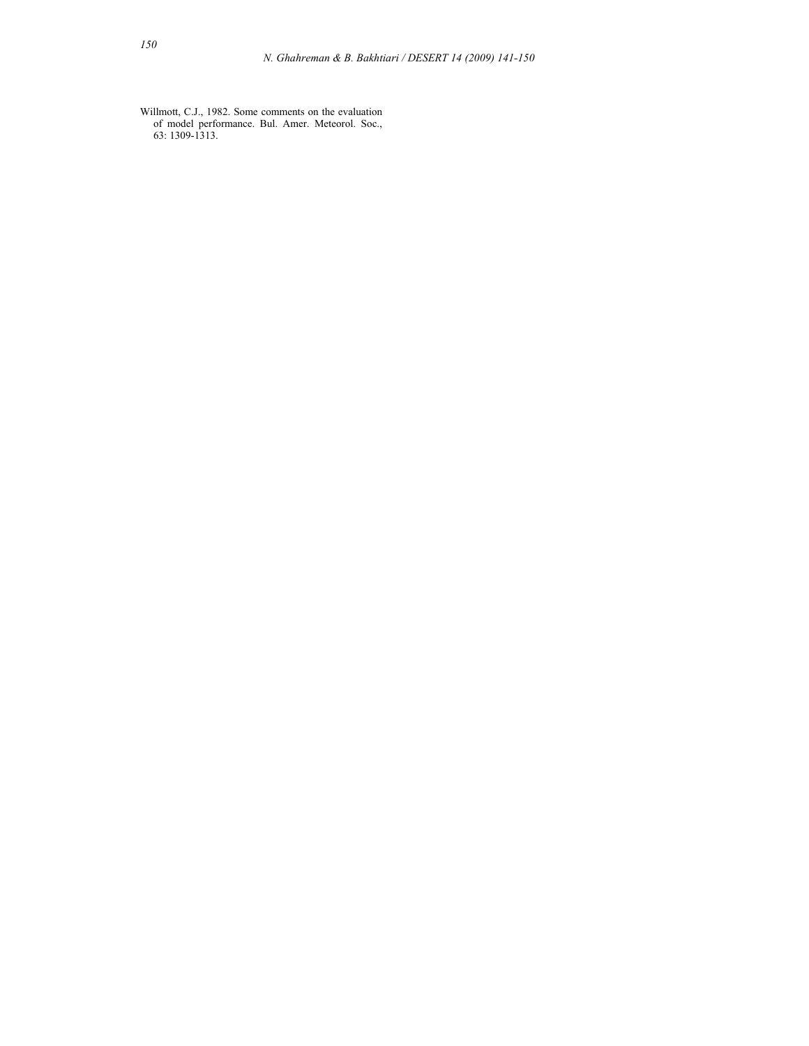Willmott, C.J., 1982. Some comments on the evaluation of model performance. Bul. Amer. Meteorol. Soc., 63: 1309-1313.